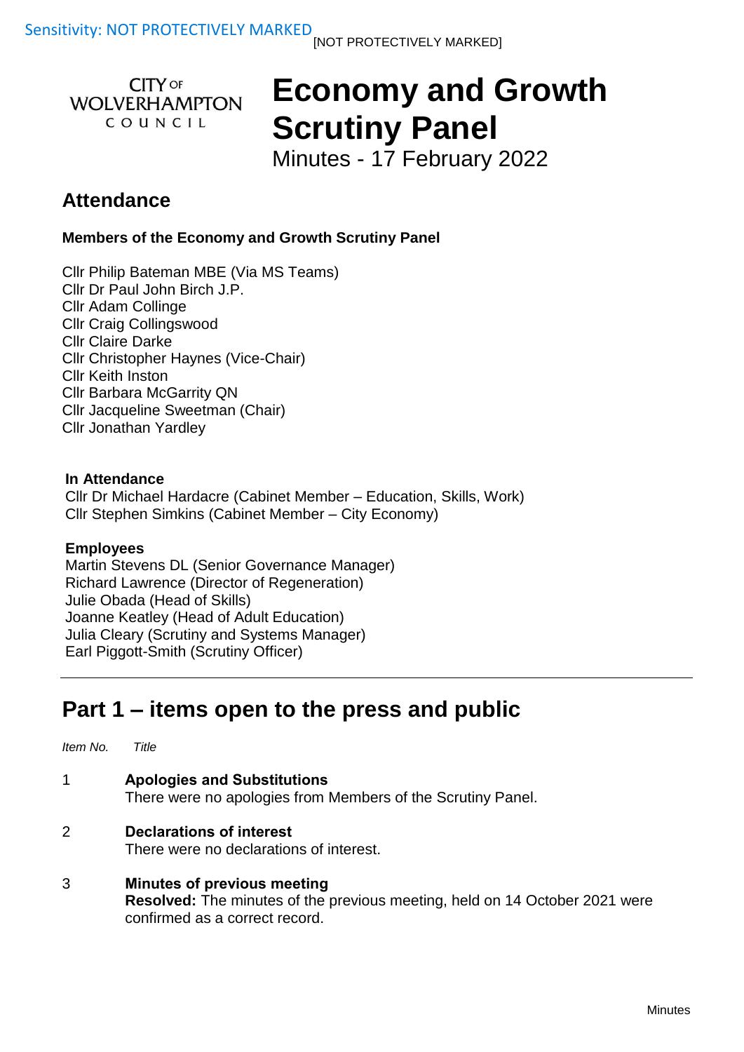Sensitivity: NOT PROTECTIVELY MARKED
[NOT PROTECTIVELY MARKED]

CITY OF WOLVERHAMPTON COUNCIL

# Economy and Growth Scrutiny Panel

Minutes - 17 February 2022

## Attendance

### Members of the Economy and Growth Scrutiny Panel

Cllr Philip Bateman MBE (Via MS Teams)
Cllr Dr Paul John Birch J.P.
Cllr Adam Collinge
Cllr Craig Collingswood
Cllr Claire Darke
Cllr Christopher Haynes (Vice-Chair)
Cllr Keith Inston
Cllr Barbara McGarrity QN
Cllr Jacqueline Sweetman (Chair)
Cllr Jonathan Yardley

**In Attendance**
Cllr Dr Michael Hardacre (Cabinet Member – Education, Skills, Work)
Cllr Stephen Simkins (Cabinet Member – City Economy)

**Employees**
Martin Stevens DL (Senior Governance Manager)
Richard Lawrence (Director of Regeneration)
Julie Obada (Head of Skills)
Joanne Keatley (Head of Adult Education)
Julia Cleary (Scrutiny and Systems Manager)
Earl Piggott-Smith (Scrutiny Officer)

---

## Part 1 – items open to the press and public

*Item No.* *Title*

1 **Apologies and Substitutions**
There were no apologies from Members of the Scrutiny Panel.

2 **Declarations of interest**
There were no declarations of interest.

3 **Minutes of previous meeting**
**Resolved:** The minutes of the previous meeting, held on 14 October 2021 were confirmed as a correct record.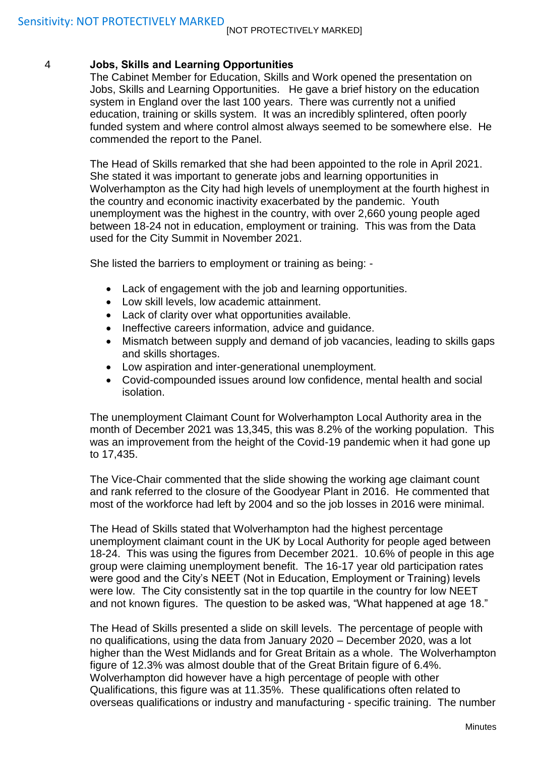## 4 Jobs, Skills and Learning Opportunities

The Cabinet Member for Education, Skills and Work opened the presentation on Jobs, Skills and Learning Opportunities. He gave a brief history on the education system in England over the last 100 years. There was currently not a unified education, training or skills system. It was an incredibly splintered, often poorly funded system and where control almost always seemed to be somewhere else. He commended the report to the Panel.

The Head of Skills remarked that she had been appointed to the role in April 2021. She stated it was important to generate jobs and learning opportunities in Wolverhampton as the City had high levels of unemployment at the fourth highest in the country and economic inactivity exacerbated by the pandemic. Youth unemployment was the highest in the country, with over 2,660 young people aged between 18-24 not in education, employment or training. This was from the Data used for the City Summit in November 2021.

She listed the barriers to employment or training as being: -

- Lack of engagement with the job and learning opportunities.
- Low skill levels, low academic attainment.
- Lack of clarity over what opportunities available.
- Ineffective careers information, advice and guidance.
- Mismatch between supply and demand of job vacancies, leading to skills gaps and skills shortages.
- Low aspiration and inter-generational unemployment.
- Covid-compounded issues around low confidence, mental health and social isolation.

The unemployment Claimant Count for Wolverhampton Local Authority area in the month of December 2021 was 13,345, this was 8.2% of the working population. This was an improvement from the height of the Covid-19 pandemic when it had gone up to 17,435.

The Vice-Chair commented that the slide showing the working age claimant count and rank referred to the closure of the Goodyear Plant in 2016. He commented that most of the workforce had left by 2004 and so the job losses in 2016 were minimal.

The Head of Skills stated that Wolverhampton had the highest percentage unemployment claimant count in the UK by Local Authority for people aged between 18-24. This was using the figures from December 2021. 10.6% of people in this age group were claiming unemployment benefit. The 16-17 year old participation rates were good and the City's NEET (Not in Education, Employment or Training) levels were low. The City consistently sat in the top quartile in the country for low NEET and not known figures. The question to be asked was, "What happened at age 18."

The Head of Skills presented a slide on skill levels. The percentage of people with no qualifications, using the data from January 2020 – December 2020, was a lot higher than the West Midlands and for Great Britain as a whole. The Wolverhampton figure of 12.3% was almost double that of the Great Britain figure of 6.4%. Wolverhampton did however have a high percentage of people with other Qualifications, this figure was at 11.35%. These qualifications often related to overseas qualifications or industry and manufacturing - specific training. The number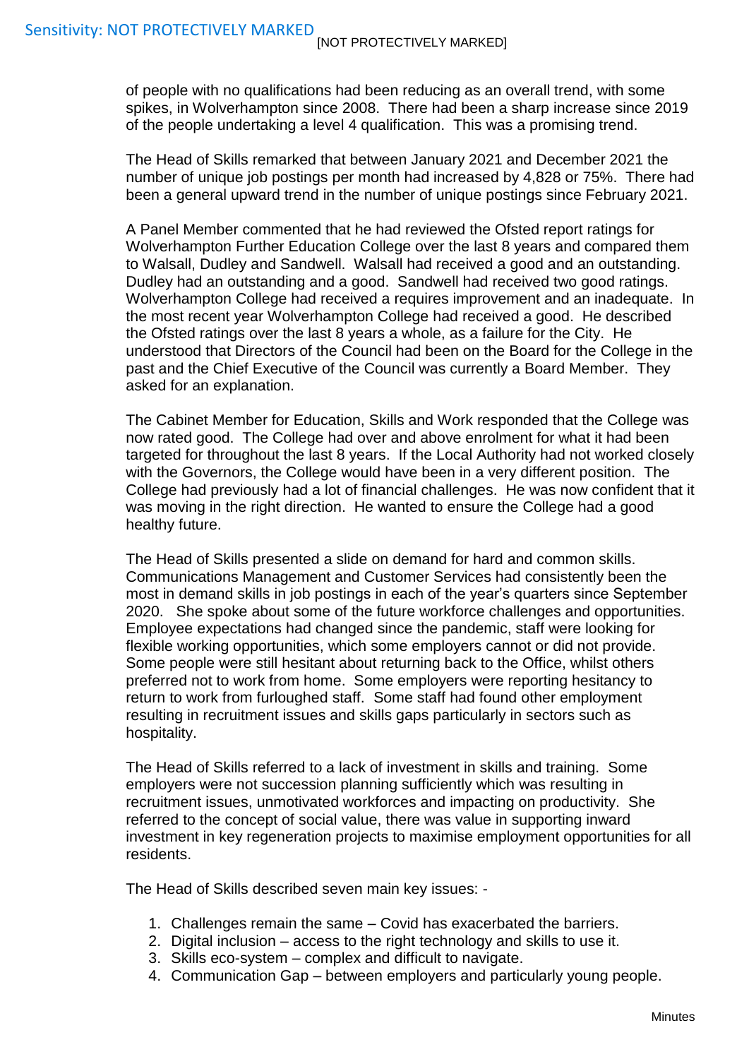of people with no qualifications had been reducing as an overall trend, with some spikes, in Wolverhampton since 2008. There had been a sharp increase since 2019 of the people undertaking a level 4 qualification. This was a promising trend.

The Head of Skills remarked that between January 2021 and December 2021 the number of unique job postings per month had increased by 4,828 or 75%. There had been a general upward trend in the number of unique postings since February 2021.

A Panel Member commented that he had reviewed the Ofsted report ratings for Wolverhampton Further Education College over the last 8 years and compared them to Walsall, Dudley and Sandwell. Walsall had received a good and an outstanding. Dudley had an outstanding and a good. Sandwell had received two good ratings. Wolverhampton College had received a requires improvement and an inadequate. In the most recent year Wolverhampton College had received a good. He described the Ofsted ratings over the last 8 years a whole, as a failure for the City. He understood that Directors of the Council had been on the Board for the College in the past and the Chief Executive of the Council was currently a Board Member. They asked for an explanation.

The Cabinet Member for Education, Skills and Work responded that the College was now rated good. The College had over and above enrolment for what it had been targeted for throughout the last 8 years. If the Local Authority had not worked closely with the Governors, the College would have been in a very different position. The College had previously had a lot of financial challenges. He was now confident that it was moving in the right direction. He wanted to ensure the College had a good healthy future.

The Head of Skills presented a slide on demand for hard and common skills. Communications Management and Customer Services had consistently been the most in demand skills in job postings in each of the year's quarters since September 2020. She spoke about some of the future workforce challenges and opportunities. Employee expectations had changed since the pandemic, staff were looking for flexible working opportunities, which some employers cannot or did not provide. Some people were still hesitant about returning back to the Office, whilst others preferred not to work from home. Some employers were reporting hesitancy to return to work from furloughed staff. Some staff had found other employment resulting in recruitment issues and skills gaps particularly in sectors such as hospitality.

The Head of Skills referred to a lack of investment in skills and training. Some employers were not succession planning sufficiently which was resulting in recruitment issues, unmotivated workforces and impacting on productivity. She referred to the concept of social value, there was value in supporting inward investment in key regeneration projects to maximise employment opportunities for all residents.

The Head of Skills described seven main key issues: -

1. Challenges remain the same – Covid has exacerbated the barriers.
2. Digital inclusion – access to the right technology and skills to use it.
3. Skills eco-system – complex and difficult to navigate.
4. Communication Gap – between employers and particularly young people.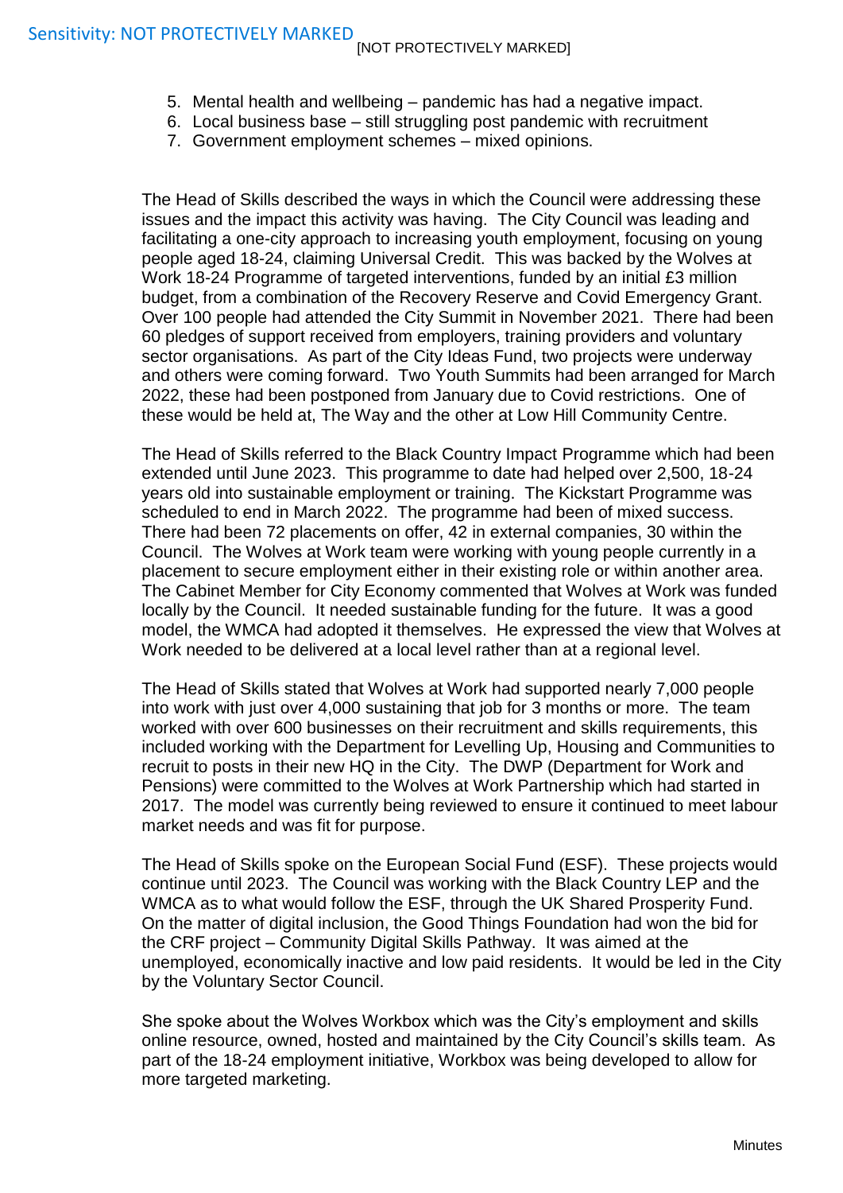5. Mental health and wellbeing – pandemic has had a negative impact.
6. Local business base – still struggling post pandemic with recruitment
7. Government employment schemes – mixed opinions.

The Head of Skills described the ways in which the Council were addressing these issues and the impact this activity was having. The City Council was leading and facilitating a one-city approach to increasing youth employment, focusing on young people aged 18-24, claiming Universal Credit. This was backed by the Wolves at Work 18-24 Programme of targeted interventions, funded by an initial £3 million budget, from a combination of the Recovery Reserve and Covid Emergency Grant. Over 100 people had attended the City Summit in November 2021. There had been 60 pledges of support received from employers, training providers and voluntary sector organisations. As part of the City Ideas Fund, two projects were underway and others were coming forward. Two Youth Summits had been arranged for March 2022, these had been postponed from January due to Covid restrictions. One of these would be held at, The Way and the other at Low Hill Community Centre.

The Head of Skills referred to the Black Country Impact Programme which had been extended until June 2023. This programme to date had helped over 2,500, 18-24 years old into sustainable employment or training. The Kickstart Programme was scheduled to end in March 2022. The programme had been of mixed success. There had been 72 placements on offer, 42 in external companies, 30 within the Council. The Wolves at Work team were working with young people currently in a placement to secure employment either in their existing role or within another area. The Cabinet Member for City Economy commented that Wolves at Work was funded locally by the Council. It needed sustainable funding for the future. It was a good model, the WMCA had adopted it themselves. He expressed the view that Wolves at Work needed to be delivered at a local level rather than at a regional level.

The Head of Skills stated that Wolves at Work had supported nearly 7,000 people into work with just over 4,000 sustaining that job for 3 months or more. The team worked with over 600 businesses on their recruitment and skills requirements, this included working with the Department for Levelling Up, Housing and Communities to recruit to posts in their new HQ in the City. The DWP (Department for Work and Pensions) were committed to the Wolves at Work Partnership which had started in 2017. The model was currently being reviewed to ensure it continued to meet labour market needs and was fit for purpose.

The Head of Skills spoke on the European Social Fund (ESF). These projects would continue until 2023. The Council was working with the Black Country LEP and the WMCA as to what would follow the ESF, through the UK Shared Prosperity Fund. On the matter of digital inclusion, the Good Things Foundation had won the bid for the CRF project – Community Digital Skills Pathway. It was aimed at the unemployed, economically inactive and low paid residents. It would be led in the City by the Voluntary Sector Council.

She spoke about the Wolves Workbox which was the City's employment and skills online resource, owned, hosted and maintained by the City Council's skills team. As part of the 18-24 employment initiative, Workbox was being developed to allow for more targeted marketing.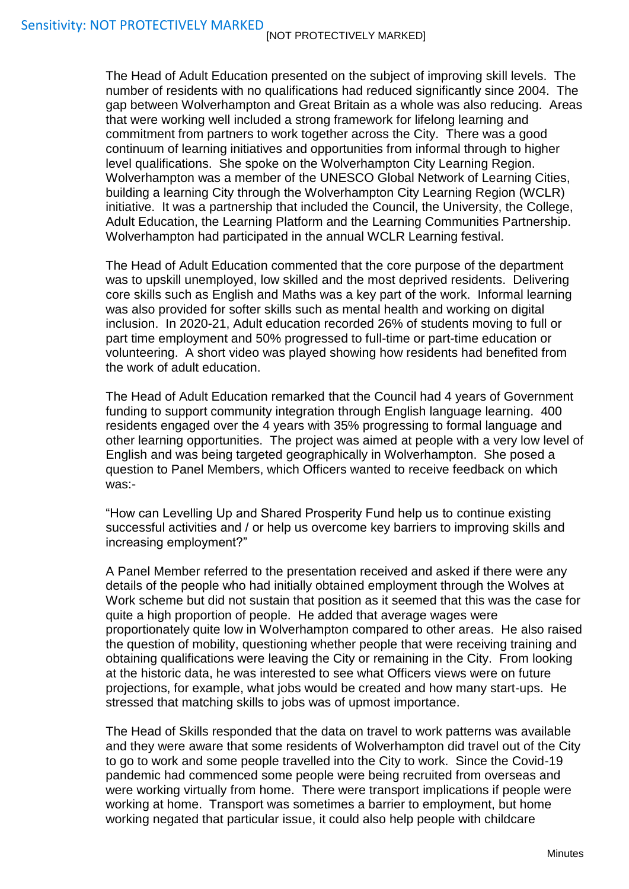The Head of Adult Education presented on the subject of improving skill levels. The number of residents with no qualifications had reduced significantly since 2004. The gap between Wolverhampton and Great Britain as a whole was also reducing. Areas that were working well included a strong framework for lifelong learning and commitment from partners to work together across the City. There was a good continuum of learning initiatives and opportunities from informal through to higher level qualifications. She spoke on the Wolverhampton City Learning Region. Wolverhampton was a member of the UNESCO Global Network of Learning Cities, building a learning City through the Wolverhampton City Learning Region (WCLR) initiative. It was a partnership that included the Council, the University, the College, Adult Education, the Learning Platform and the Learning Communities Partnership. Wolverhampton had participated in the annual WCLR Learning festival.

The Head of Adult Education commented that the core purpose of the department was to upskill unemployed, low skilled and the most deprived residents. Delivering core skills such as English and Maths was a key part of the work. Informal learning was also provided for softer skills such as mental health and working on digital inclusion. In 2020-21, Adult education recorded 26% of students moving to full or part time employment and 50% progressed to full-time or part-time education or volunteering. A short video was played showing how residents had benefited from the work of adult education.

The Head of Adult Education remarked that the Council had 4 years of Government funding to support community integration through English language learning. 400 residents engaged over the 4 years with 35% progressing to formal language and other learning opportunities. The project was aimed at people with a very low level of English and was being targeted geographically in Wolverhampton. She posed a question to Panel Members, which Officers wanted to receive feedback on which was:-

"How can Levelling Up and Shared Prosperity Fund help us to continue existing successful activities and / or help us overcome key barriers to improving skills and increasing employment?"

A Panel Member referred to the presentation received and asked if there were any details of the people who had initially obtained employment through the Wolves at Work scheme but did not sustain that position as it seemed that this was the case for quite a high proportion of people. He added that average wages were proportionately quite low in Wolverhampton compared to other areas. He also raised the question of mobility, questioning whether people that were receiving training and obtaining qualifications were leaving the City or remaining in the City. From looking at the historic data, he was interested to see what Officers views were on future projections, for example, what jobs would be created and how many start-ups. He stressed that matching skills to jobs was of upmost importance.

The Head of Skills responded that the data on travel to work patterns was available and they were aware that some residents of Wolverhampton did travel out of the City to go to work and some people travelled into the City to work. Since the Covid-19 pandemic had commenced some people were being recruited from overseas and were working virtually from home. There were transport implications if people were working at home. Transport was sometimes a barrier to employment, but home working negated that particular issue, it could also help people with childcare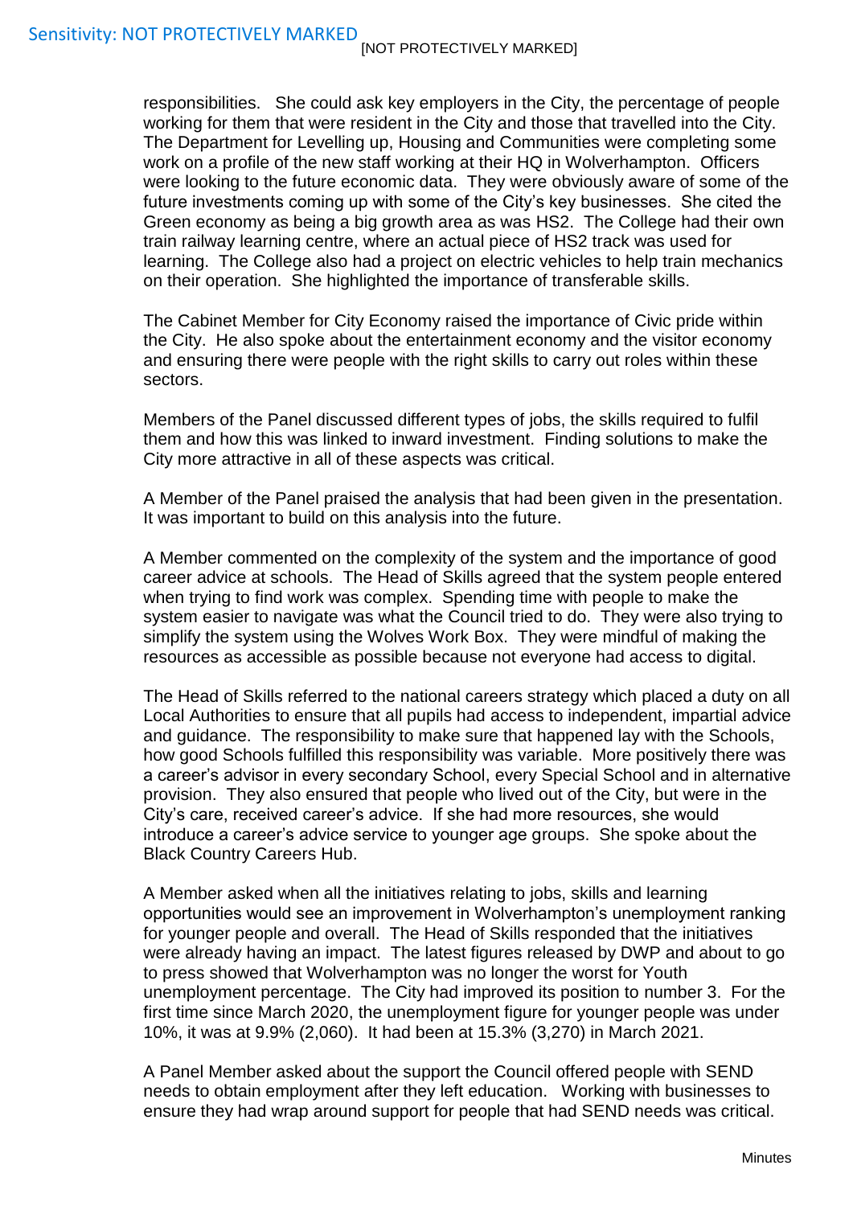responsibilities. She could ask key employers in the City, the percentage of people working for them that were resident in the City and those that travelled into the City. The Department for Levelling up, Housing and Communities were completing some work on a profile of the new staff working at their HQ in Wolverhampton. Officers were looking to the future economic data. They were obviously aware of some of the future investments coming up with some of the City's key businesses. She cited the Green economy as being a big growth area as was HS2. The College had their own train railway learning centre, where an actual piece of HS2 track was used for learning. The College also had a project on electric vehicles to help train mechanics on their operation. She highlighted the importance of transferable skills.

The Cabinet Member for City Economy raised the importance of Civic pride within the City. He also spoke about the entertainment economy and the visitor economy and ensuring there were people with the right skills to carry out roles within these sectors.

Members of the Panel discussed different types of jobs, the skills required to fulfil them and how this was linked to inward investment. Finding solutions to make the City more attractive in all of these aspects was critical.

A Member of the Panel praised the analysis that had been given in the presentation. It was important to build on this analysis into the future.

A Member commented on the complexity of the system and the importance of good career advice at schools. The Head of Skills agreed that the system people entered when trying to find work was complex. Spending time with people to make the system easier to navigate was what the Council tried to do. They were also trying to simplify the system using the Wolves Work Box. They were mindful of making the resources as accessible as possible because not everyone had access to digital.

The Head of Skills referred to the national careers strategy which placed a duty on all Local Authorities to ensure that all pupils had access to independent, impartial advice and guidance. The responsibility to make sure that happened lay with the Schools, how good Schools fulfilled this responsibility was variable. More positively there was a career's advisor in every secondary School, every Special School and in alternative provision. They also ensured that people who lived out of the City, but were in the City's care, received career's advice. If she had more resources, she would introduce a career's advice service to younger age groups. She spoke about the Black Country Careers Hub.

A Member asked when all the initiatives relating to jobs, skills and learning opportunities would see an improvement in Wolverhampton's unemployment ranking for younger people and overall. The Head of Skills responded that the initiatives were already having an impact. The latest figures released by DWP and about to go to press showed that Wolverhampton was no longer the worst for Youth unemployment percentage. The City had improved its position to number 3. For the first time since March 2020, the unemployment figure for younger people was under 10%, it was at 9.9% (2,060). It had been at 15.3% (3,270) in March 2021.

A Panel Member asked about the support the Council offered people with SEND needs to obtain employment after they left education. Working with businesses to ensure they had wrap around support for people that had SEND needs was critical.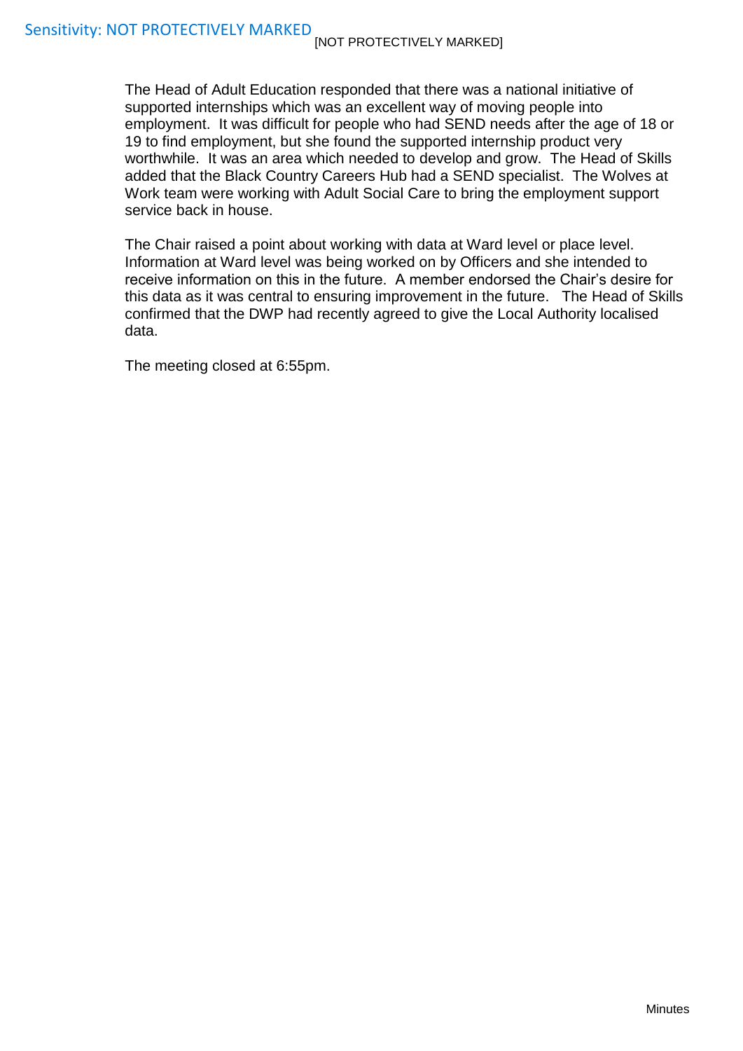The Head of Adult Education responded that there was a national initiative of supported internships which was an excellent way of moving people into employment. It was difficult for people who had SEND needs after the age of 18 or 19 to find employment, but she found the supported internship product very worthwhile. It was an area which needed to develop and grow. The Head of Skills added that the Black Country Careers Hub had a SEND specialist. The Wolves at Work team were working with Adult Social Care to bring the employment support service back in house.

The Chair raised a point about working with data at Ward level or place level. Information at Ward level was being worked on by Officers and she intended to receive information on this in the future. A member endorsed the Chair's desire for this data as it was central to ensuring improvement in the future. The Head of Skills confirmed that the DWP had recently agreed to give the Local Authority localised data.

The meeting closed at 6:55pm.